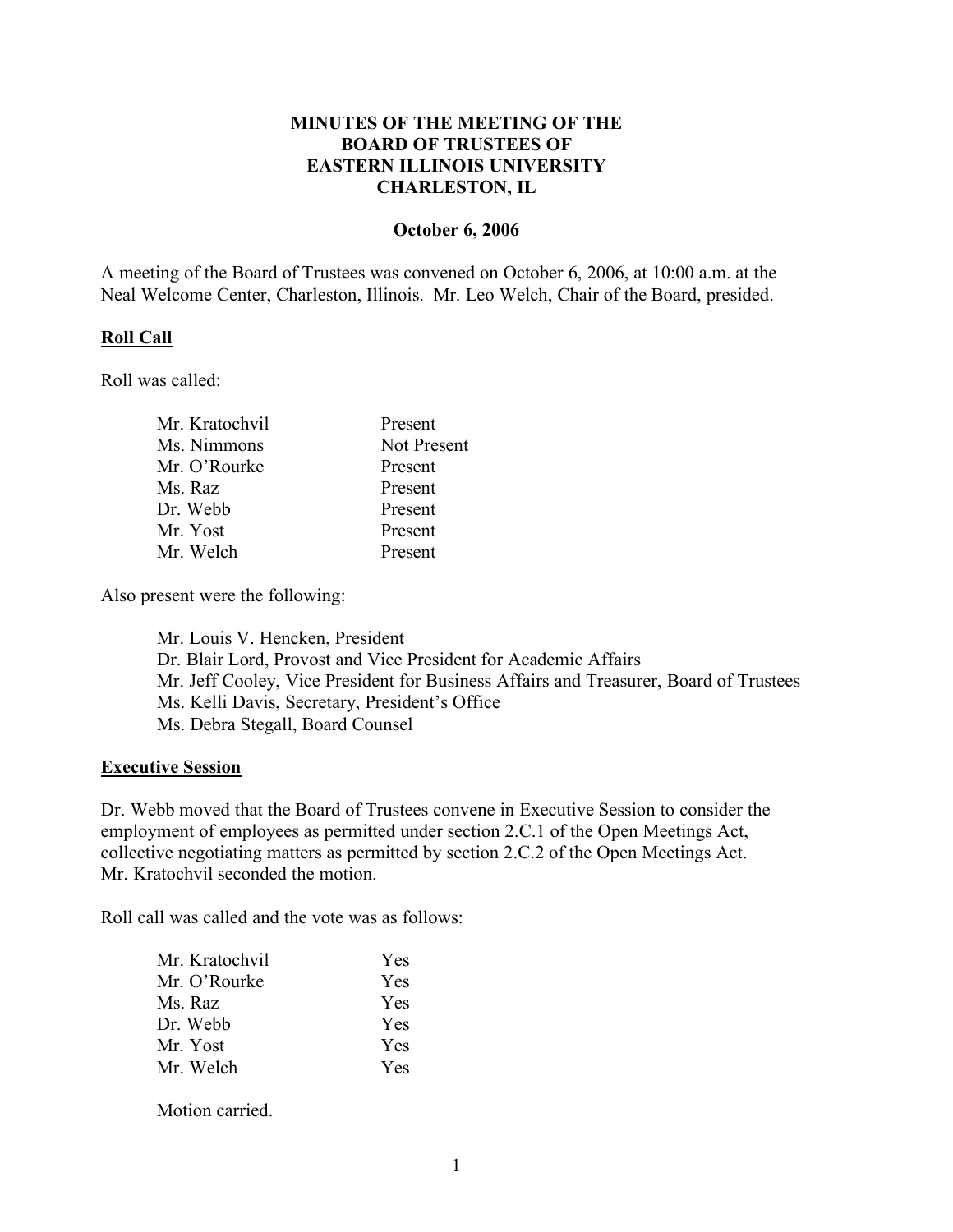# MINUTES OF THE MEETING OF THE BOARD OF TRUSTEES OF EASTERN ILLINOIS UNIVERSITY CHARLESTON, IL

**October 6, 2006**

A meeting of the Board of Trustees was convened on October 6, 2006, at 10:00 a.m. at the Neal Welcome Center, Charleston, Illinois. Mr. Leo Welch, Chair of the Board, presided.

## Roll Call

Roll was called:

| | |
|---|---|
| Mr. Kratochvil | Present |
| Ms. Nimmons | Not Present |
| Mr. O'Rourke | Present |
| Ms. Raz | Present |
| Dr. Webb | Present |
| Mr. Yost | Present |
| Mr. Welch | Present |

Also present were the following:

Mr. Louis V. Hencken, President
Dr. Blair Lord, Provost and Vice President for Academic Affairs
Mr. Jeff Cooley, Vice President for Business Affairs and Treasurer, Board of Trustees
Ms. Kelli Davis, Secretary, President's Office
Ms. Debra Stegall, Board Counsel

## Executive Session

Dr. Webb moved that the Board of Trustees convene in Executive Session to consider the employment of employees as permitted under section 2.C.1 of the Open Meetings Act, collective negotiating matters as permitted by section 2.C.2 of the Open Meetings Act. Mr. Kratochvil seconded the motion.

Roll call was called and the vote was as follows:

| | |
|---|---|
| Mr. Kratochvil | Yes |
| Mr. O'Rourke | Yes |
| Ms. Raz | Yes |
| Dr. Webb | Yes |
| Mr. Yost | Yes |
| Mr. Welch | Yes |

Motion carried.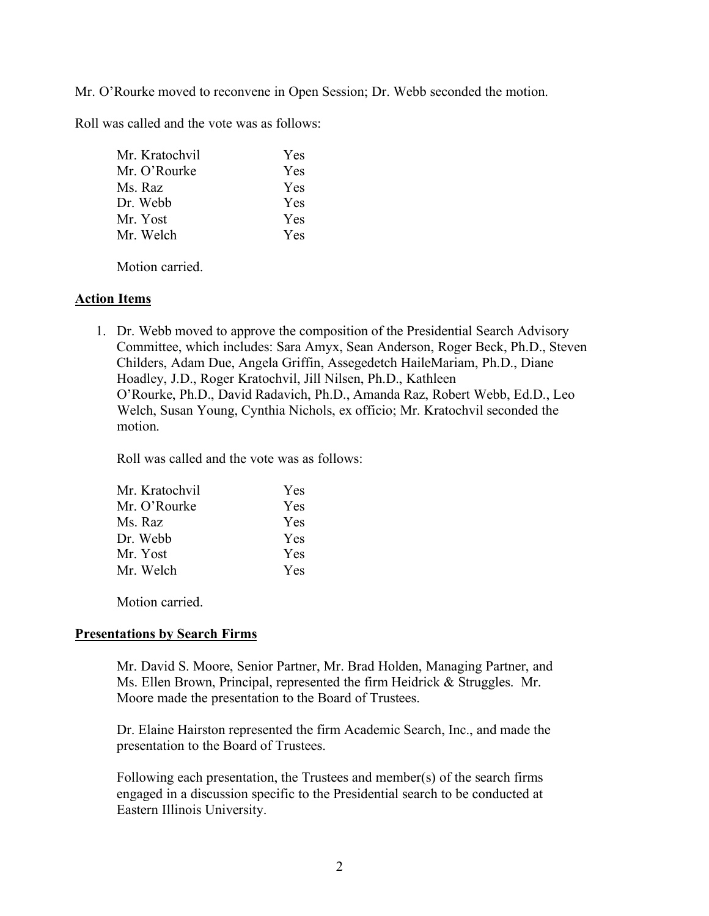Mr. O'Rourke moved to reconvene in Open Session; Dr. Webb seconded the motion.

Roll was called and the vote was as follows:

| | |
|---|---|
| Mr. Kratochvil | Yes |
| Mr. O'Rourke | Yes |
| Ms. Raz | Yes |
| Dr. Webb | Yes |
| Mr. Yost | Yes |
| Mr. Welch | Yes |

Motion carried.

## **Action Items**

1. Dr. Webb moved to approve the composition of the Presidential Search Advisory Committee, which includes: Sara Amyx, Sean Anderson, Roger Beck, Ph.D., Steven Childers, Adam Due, Angela Griffin, Assegedetch HaileMariam, Ph.D., Diane Hoadley, J.D., Roger Kratochvil, Jill Nilsen, Ph.D., Kathleen O'Rourke, Ph.D., David Radavich, Ph.D., Amanda Raz, Robert Webb, Ed.D., Leo Welch, Susan Young, Cynthia Nichols, ex officio; Mr. Kratochvil seconded the motion.

   Roll was called and the vote was as follows:

   | | |
   |---|---|
   | Mr. Kratochvil | Yes |
   | Mr. O'Rourke | Yes |
   | Ms. Raz | Yes |
   | Dr. Webb | Yes |
   | Mr. Yost | Yes |
   | Mr. Welch | Yes |

   Motion carried.

## **Presentations by Search Firms**

Mr. David S. Moore, Senior Partner, Mr. Brad Holden, Managing Partner, and Ms. Ellen Brown, Principal, represented the firm Heidrick & Struggles. Mr. Moore made the presentation to the Board of Trustees.

Dr. Elaine Hairston represented the firm Academic Search, Inc., and made the presentation to the Board of Trustees.

Following each presentation, the Trustees and member(s) of the search firms engaged in a discussion specific to the Presidential search to be conducted at Eastern Illinois University.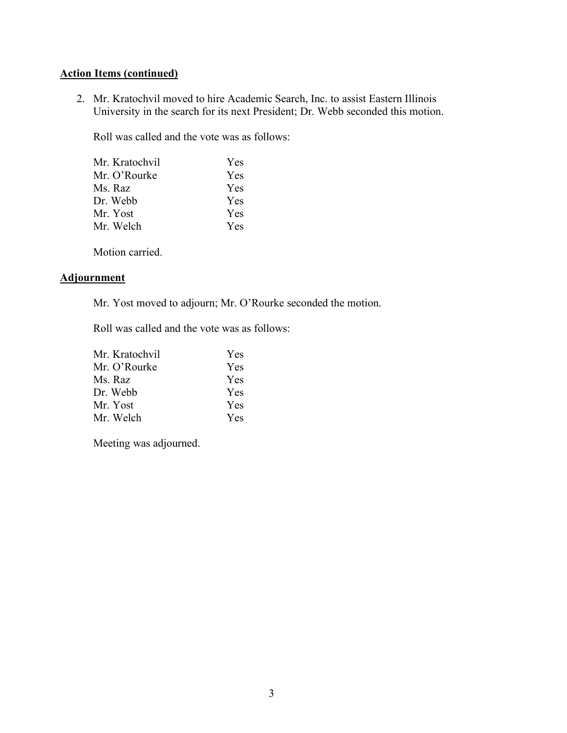**Action Items (continued)**

2. Mr. Kratochvil moved to hire Academic Search, Inc. to assist Eastern Illinois University in the search for its next President; Dr. Webb seconded this motion.

   Roll was called and the vote was as follows:

   | | |
   |---|---|
   | Mr. Kratochvil | Yes |
   | Mr. O'Rourke | Yes |
   | Ms. Raz | Yes |
   | Dr. Webb | Yes |
   | Mr. Yost | Yes |
   | Mr. Welch | Yes |

   Motion carried.

**Adjournment**

Mr. Yost moved to adjourn; Mr. O'Rourke seconded the motion.

Roll was called and the vote was as follows:

| | |
|---|---|
| Mr. Kratochvil | Yes |
| Mr. O'Rourke | Yes |
| Ms. Raz | Yes |
| Dr. Webb | Yes |
| Mr. Yost | Yes |
| Mr. Welch | Yes |

Meeting was adjourned.